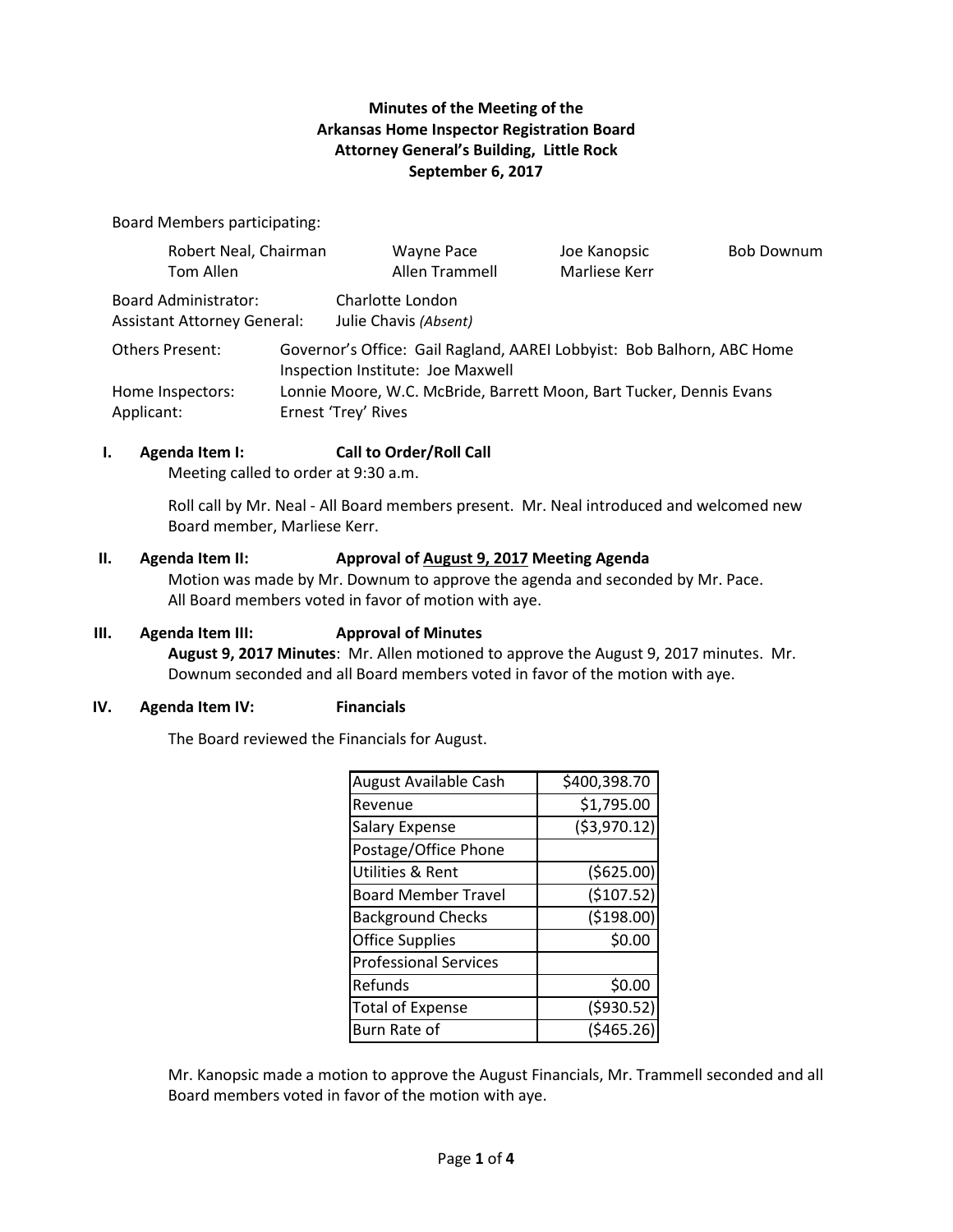**Minutes of the Meeting of the**
**Arkansas Home Inspector Registration Board**
**Attorney General's Building, Little Rock**
**September 6, 2017**

Board Members participating:

| | | | |
|---|---|---|---|
| Robert Neal, Chairman | Wayne Pace | Joe Kanopsic | Bob Downum |
| Tom Allen | Allen Trammell | Marliese Kerr | |

Board Administrator: Charlotte London
Assistant Attorney General: Julie Chavis *(Absent)*

Others Present: Governor's Office: Gail Ragland, AAREI Lobbyist: Bob Balhorn, ABC Home Inspection Institute: Joe Maxwell

Home Inspectors: Lonnie Moore, W.C. McBride, Barrett Moon, Bart Tucker, Dennis Evans

Applicant: Ernest 'Trey' Rives

## I. Agenda Item I: Call to Order/Roll Call

Meeting called to order at 9:30 a.m.

Roll call by Mr. Neal - All Board members present. Mr. Neal introduced and welcomed new Board member, Marliese Kerr.

## II. Agenda Item II: Approval of August 9, 2017 Meeting Agenda

Motion was made by Mr. Downum to approve the agenda and seconded by Mr. Pace. All Board members voted in favor of motion with aye.

## III. Agenda Item III: Approval of Minutes

**August 9, 2017 Minutes**: Mr. Allen motioned to approve the August 9, 2017 minutes. Mr. Downum seconded and all Board members voted in favor of the motion with aye.

## IV. Agenda Item IV: Financials

The Board reviewed the Financials for August.

| | |
|---|---|
| August Available Cash | $400,398.70 |
| Revenue | $1,795.00 |
| Salary Expense | ($3,970.12) |
| Postage/Office Phone | |
| Utilities & Rent | ($625.00) |
| Board Member Travel | ($107.52) |
| Background Checks | ($198.00) |
| Office Supplies | $0.00 |
| Professional Services | |
| Refunds | $0.00 |
| Total of Expense | ($930.52) |
| Burn Rate of | ($465.26) |

Mr. Kanopsic made a motion to approve the August Financials, Mr. Trammell seconded and all Board members voted in favor of the motion with aye.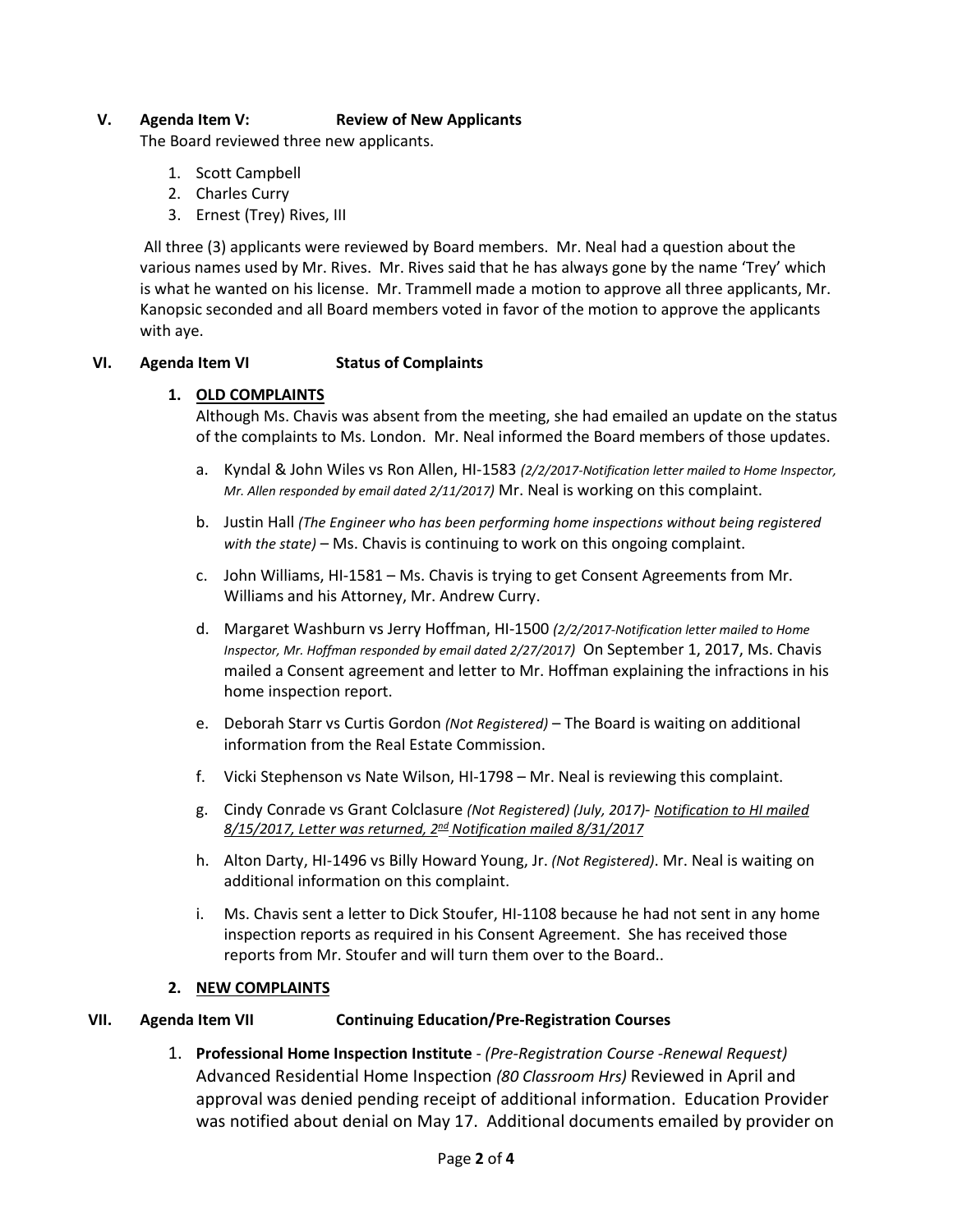## V. Agenda Item V: Review of New Applicants

The Board reviewed three new applicants.

1. Scott Campbell
2. Charles Curry
3. Ernest (Trey) Rives, III

All three (3) applicants were reviewed by Board members. Mr. Neal had a question about the various names used by Mr. Rives. Mr. Rives said that he has always gone by the name 'Trey' which is what he wanted on his license. Mr. Trammell made a motion to approve all three applicants, Mr. Kanopsic seconded and all Board members voted in favor of the motion to approve the applicants with aye.

## VI. Agenda Item VI Status of Complaints

### 1. OLD COMPLAINTS

Although Ms. Chavis was absent from the meeting, she had emailed an update on the status of the complaints to Ms. London. Mr. Neal informed the Board members of those updates.

a. Kyndal & John Wiles vs Ron Allen, HI-1583 *(2/2/2017-Notification letter mailed to Home Inspector, Mr. Allen responded by email dated 2/11/2017)* Mr. Neal is working on this complaint.

b. Justin Hall *(The Engineer who has been performing home inspections without being registered with the state)* – Ms. Chavis is continuing to work on this ongoing complaint.

c. John Williams, HI-1581 – Ms. Chavis is trying to get Consent Agreements from Mr. Williams and his Attorney, Mr. Andrew Curry.

d. Margaret Washburn vs Jerry Hoffman, HI-1500 *(2/2/2017-Notification letter mailed to Home Inspector, Mr. Hoffman responded by email dated 2/27/2017)* On September 1, 2017, Ms. Chavis mailed a Consent agreement and letter to Mr. Hoffman explaining the infractions in his home inspection report.

e. Deborah Starr vs Curtis Gordon *(Not Registered)* – The Board is waiting on additional information from the Real Estate Commission.

f. Vicki Stephenson vs Nate Wilson, HI-1798 – Mr. Neal is reviewing this complaint.

g. Cindy Conrade vs Grant Colclasure *(Not Registered) (July, 2017)*- *Notification to HI mailed 8/15/2017, Letter was returned, 2nd Notification mailed 8/31/2017*

h. Alton Darty, HI-1496 vs Billy Howard Young, Jr. *(Not Registered)*. Mr. Neal is waiting on additional information on this complaint.

i. Ms. Chavis sent a letter to Dick Stoufer, HI-1108 because he had not sent in any home inspection reports as required in his Consent Agreement. She has received those reports from Mr. Stoufer and will turn them over to the Board..

### 2. NEW COMPLAINTS

## VII. Agenda Item VII Continuing Education/Pre-Registration Courses

1. **Professional Home Inspection Institute** - *(Pre-Registration Course -Renewal Request)* Advanced Residential Home Inspection *(80 Classroom Hrs)* Reviewed in April and approval was denied pending receipt of additional information. Education Provider was notified about denial on May 17. Additional documents emailed by provider on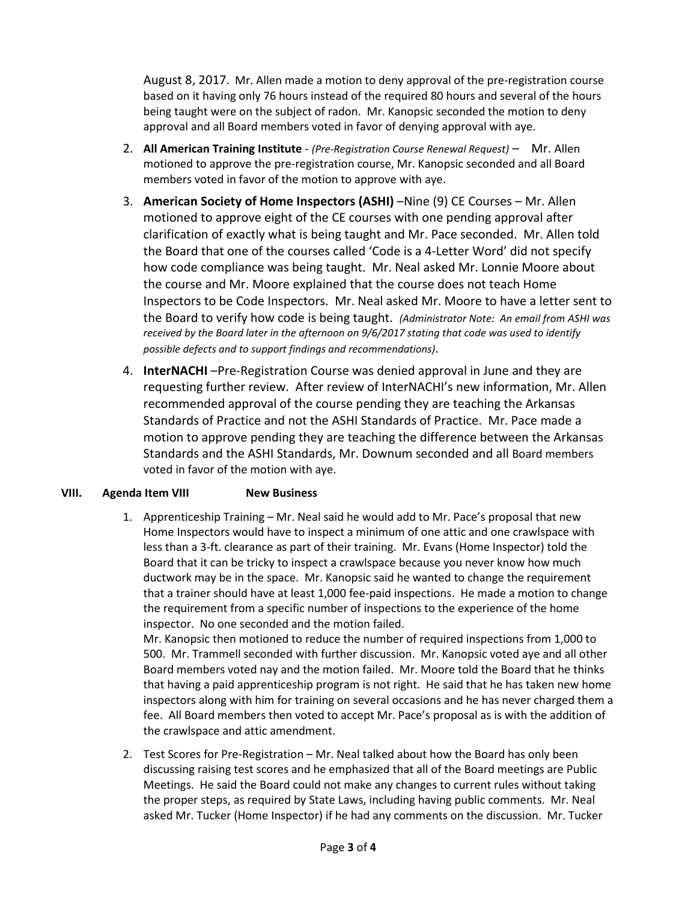August 8, 2017. Mr. Allen made a motion to deny approval of the pre-registration course based on it having only 76 hours instead of the required 80 hours and several of the hours being taught were on the subject of radon. Mr. Kanopsic seconded the motion to deny approval and all Board members voted in favor of denying approval with aye.

2. **All American Training Institute** - *(Pre-Registration Course Renewal Request)* – Mr. Allen motioned to approve the pre-registration course, Mr. Kanopsic seconded and all Board members voted in favor of the motion to approve with aye.
3. **American Society of Home Inspectors (ASHI)** –Nine (9) CE Courses – Mr. Allen motioned to approve eight of the CE courses with one pending approval after clarification of exactly what is being taught and Mr. Pace seconded. Mr. Allen told the Board that one of the courses called 'Code is a 4-Letter Word' did not specify how code compliance was being taught. Mr. Neal asked Mr. Lonnie Moore about the course and Mr. Moore explained that the course does not teach Home Inspectors to be Code Inspectors. Mr. Neal asked Mr. Moore to have a letter sent to the Board to verify how code is being taught. *(Administrator Note: An email from ASHI was received by the Board later in the afternoon on 9/6/2017 stating that code was used to identify possible defects and to support findings and recommendations)*.
4. **InterNACHI** –Pre-Registration Course was denied approval in June and they are requesting further review. After review of InterNACHI's new information, Mr. Allen recommended approval of the course pending they are teaching the Arkansas Standards of Practice and not the ASHI Standards of Practice. Mr. Pace made a motion to approve pending they are teaching the difference between the Arkansas Standards and the ASHI Standards, Mr. Downum seconded and all Board members voted in favor of the motion with aye.

## VIII. Agenda Item VIII New Business

1. Apprenticeship Training – Mr. Neal said he would add to Mr. Pace's proposal that new Home Inspectors would have to inspect a minimum of one attic and one crawlspace with less than a 3-ft. clearance as part of their training. Mr. Evans (Home Inspector) told the Board that it can be tricky to inspect a crawlspace because you never know how much ductwork may be in the space. Mr. Kanopsic said he wanted to change the requirement that a trainer should have at least 1,000 fee-paid inspections. He made a motion to change the requirement from a specific number of inspections to the experience of the home inspector. No one seconded and the motion failed.

   Mr. Kanopsic then motioned to reduce the number of required inspections from 1,000 to 500. Mr. Trammell seconded with further discussion. Mr. Kanopsic voted aye and all other Board members voted nay and the motion failed. Mr. Moore told the Board that he thinks that having a paid apprenticeship program is not right. He said that he has taken new home inspectors along with him for training on several occasions and he has never charged them a fee. All Board members then voted to accept Mr. Pace's proposal as is with the addition of the crawlspace and attic amendment.
2. Test Scores for Pre-Registration – Mr. Neal talked about how the Board has only been discussing raising test scores and he emphasized that all of the Board meetings are Public Meetings. He said the Board could not make any changes to current rules without taking the proper steps, as required by State Laws, including having public comments. Mr. Neal asked Mr. Tucker (Home Inspector) if he had any comments on the discussion. Mr. Tucker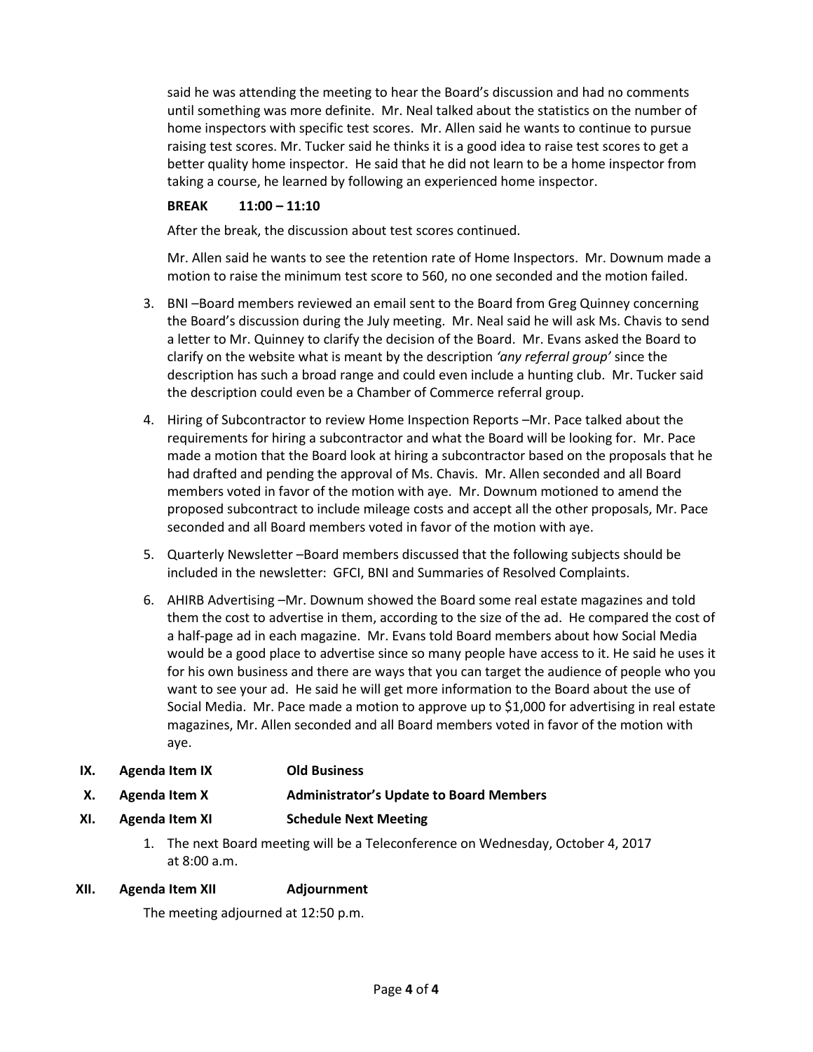said he was attending the meeting to hear the Board's discussion and had no comments until something was more definite. Mr. Neal talked about the statistics on the number of home inspectors with specific test scores. Mr. Allen said he wants to continue to pursue raising test scores. Mr. Tucker said he thinks it is a good idea to raise test scores to get a better quality home inspector. He said that he did not learn to be a home inspector from taking a course, he learned by following an experienced home inspector.

**BREAK 11:00 – 11:10**

After the break, the discussion about test scores continued.

Mr. Allen said he wants to see the retention rate of Home Inspectors. Mr. Downum made a motion to raise the minimum test score to 560, no one seconded and the motion failed.

3. BNI –Board members reviewed an email sent to the Board from Greg Quinney concerning the Board's discussion during the July meeting. Mr. Neal said he will ask Ms. Chavis to send a letter to Mr. Quinney to clarify the decision of the Board. Mr. Evans asked the Board to clarify on the website what is meant by the description *'any referral group'* since the description has such a broad range and could even include a hunting club. Mr. Tucker said the description could even be a Chamber of Commerce referral group.
4. Hiring of Subcontractor to review Home Inspection Reports –Mr. Pace talked about the requirements for hiring a subcontractor and what the Board will be looking for. Mr. Pace made a motion that the Board look at hiring a subcontractor based on the proposals that he had drafted and pending the approval of Ms. Chavis. Mr. Allen seconded and all Board members voted in favor of the motion with aye. Mr. Downum motioned to amend the proposed subcontract to include mileage costs and accept all the other proposals, Mr. Pace seconded and all Board members voted in favor of the motion with aye.
5. Quarterly Newsletter –Board members discussed that the following subjects should be included in the newsletter: GFCI, BNI and Summaries of Resolved Complaints.
6. AHIRB Advertising –Mr. Downum showed the Board some real estate magazines and told them the cost to advertise in them, according to the size of the ad. He compared the cost of a half-page ad in each magazine. Mr. Evans told Board members about how Social Media would be a good place to advertise since so many people have access to it. He said he uses it for his own business and there are ways that you can target the audience of people who you want to see your ad. He said he will get more information to the Board about the use of Social Media. Mr. Pace made a motion to approve up to $1,000 for advertising in real estate magazines, Mr. Allen seconded and all Board members voted in favor of the motion with aye.

**IX. Agenda Item IX — Old Business**

**X. Agenda Item X — Administrator's Update to Board Members**

**XI. Agenda Item XI — Schedule Next Meeting**

1. The next Board meeting will be a Teleconference on Wednesday, October 4, 2017 at 8:00 a.m.

**XII. Agenda Item XII — Adjournment**

The meeting adjourned at 12:50 p.m.